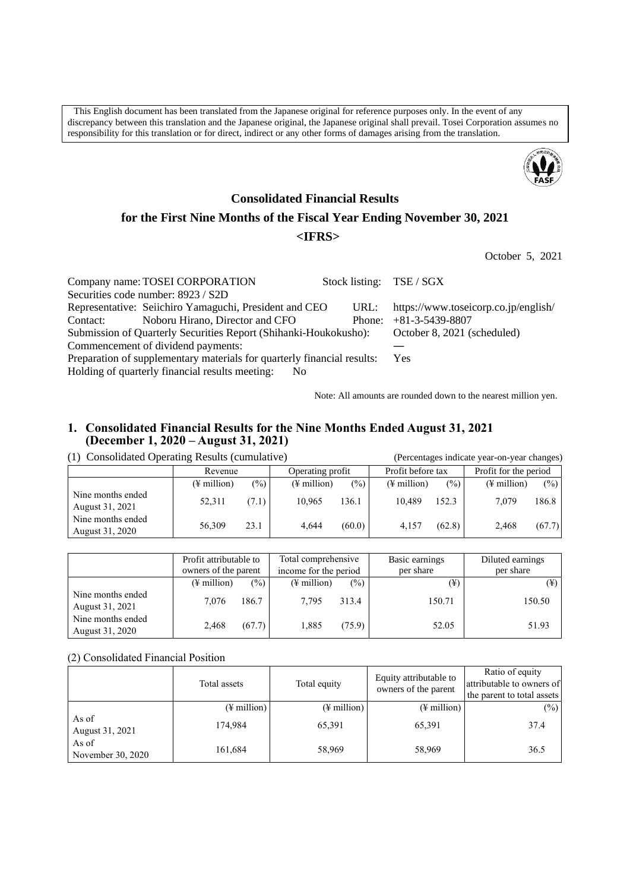This English document has been translated from the Japanese original for reference purposes only. In the event of any discrepancy between this translation and the Japanese original, the Japanese original shall prevail. Tosei Corporation assumes no responsibility for this translation or for direct, indirect or any other forms of damages arising from the translation.

# Consolidated Financial Results for the First Nine Months of the Fiscal Year Ending November 30, 2021

## <IFRS>

October 5, 2021

Company name: TOSEI CORPORATION　　Stock listing: TSE / SGX
Securities code number: 8923 / S2D
Representative: Seiichiro Yamaguchi, President and CEO　　URL: https://www.toseicorp.co.jp/english/
Contact: Noboru Hirano, Director and CFO　　Phone: +81-3-5439-8807
Submission of Quarterly Securities Report (Shihanki-Houkokusho): October 8, 2021 (scheduled)
Commencement of dividend payments: —
Preparation of supplementary materials for quarterly financial results: Yes
Holding of quarterly financial results meeting: No

Note: All amounts are rounded down to the nearest million yen.

## 1. Consolidated Financial Results for the Nine Months Ended August 31, 2021 (December 1, 2020 – August 31, 2021)

(1) Consolidated Operating Results (cumulative)　　(Percentages indicate year-on-year changes)

| | Revenue | | Operating profit | | Profit before tax | | Profit for the period | |
|---|---|---|---|---|---|---|---|---|
| | (¥ million) | (%) | (¥ million) | (%) | (¥ million) | (%) | (¥ million) | (%) |
| Nine months ended August 31, 2021 | 52,311 | (7.1) | 10,965 | 136.1 | 10,489 | 152.3 | 7,079 | 186.8 |
| Nine months ended August 31, 2020 | 56,309 | 23.1 | 4,644 | (60.0) | 4,157 | (62.8) | 2,468 | (67.7) |

| | Profit attributable to owners of the parent | | Total comprehensive income for the period | | Basic earnings per share | Diluted earnings per share |
|---|---|---|---|---|---|---|
| | (¥ million) | (%) | (¥ million) | (%) | (¥) | (¥) |
| Nine months ended August 31, 2021 | 7,076 | 186.7 | 7,795 | 313.4 | 150.71 | 150.50 |
| Nine months ended August 31, 2020 | 2,468 | (67.7) | 1,885 | (75.9) | 52.05 | 51.93 |

(2) Consolidated Financial Position

| | Total assets | Total equity | Equity attributable to owners of the parent | Ratio of equity attributable to owners of the parent to total assets |
|---|---|---|---|---|
| | (¥ million) | (¥ million) | (¥ million) | (%) |
| As of August 31, 2021 | 174,984 | 65,391 | 65,391 | 37.4 |
| As of November 30, 2020 | 161,684 | 58,969 | 58,969 | 36.5 |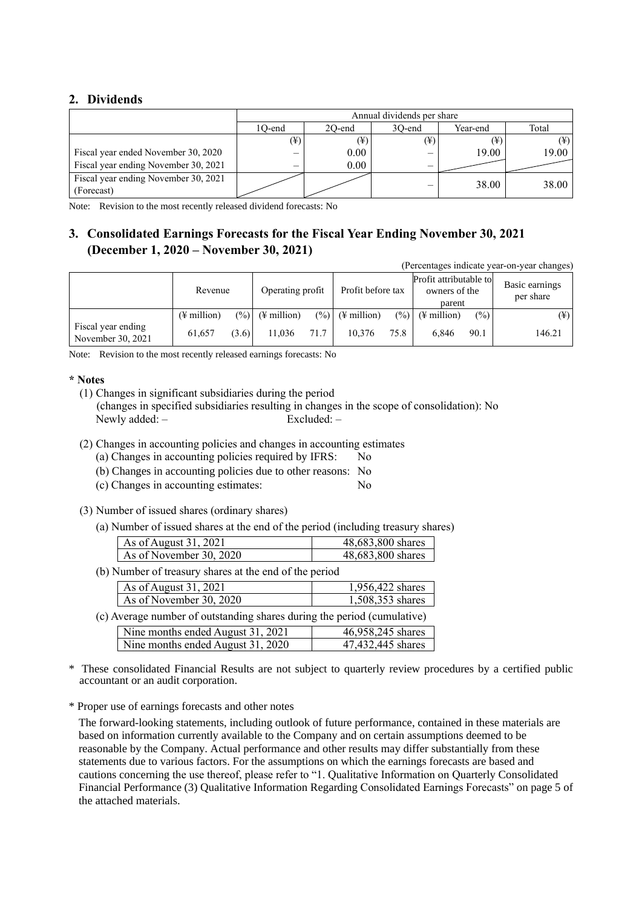## 2. Dividends

| | Annual dividends per share | | | | |
|---|---|---|---|---|---|
| | 1Q-end | 2Q-end | 3Q-end | Year-end | Total |
| | (¥) | (¥) | (¥) | (¥) | (¥) |
| Fiscal year ended November 30, 2020 | – | 0.00 | – | 19.00 | 19.00 |
| Fiscal year ending November 30, 2021 | – | 0.00 | – | | |
| Fiscal year ending November 30, 2021 (Forecast) | | | – | 38.00 | 38.00 |

Note: Revision to the most recently released dividend forecasts: No

## 3. Consolidated Earnings Forecasts for the Fiscal Year Ending November 30, 2021 (December 1, 2020 – November 30, 2021)

(Percentages indicate year-on-year changes)

| | Revenue | | Operating profit | | Profit before tax | | Profit attributable to owners of the parent | | Basic earnings per share |
|---|---|---|---|---|---|---|---|---|---|
| | (¥ million) | (%) | (¥ million) | (%) | (¥ million) | (%) | (¥ million) | (%) | (¥) |
| Fiscal year ending November 30, 2021 | 61,657 | (3.6) | 11,036 | 71.7 | 10,376 | 75.8 | 6,846 | 90.1 | 146.21 |

Note: Revision to the most recently released earnings forecasts: No

**\* Notes**

(1) Changes in significant subsidiaries during the period
(changes in specified subsidiaries resulting in changes in the scope of consolidation): No
Newly added: – Excluded: –

(2) Changes in accounting policies and changes in accounting estimates
(a) Changes in accounting policies required by IFRS: No
(b) Changes in accounting policies due to other reasons: No
(c) Changes in accounting estimates: No

(3) Number of issued shares (ordinary shares)

(a) Number of issued shares at the end of the period (including treasury shares)

| | |
|---|---|
| As of August 31, 2021 | 48,683,800 shares |
| As of November 30, 2020 | 48,683,800 shares |

(b) Number of treasury shares at the end of the period

| | |
|---|---|
| As of August 31, 2021 | 1,956,422 shares |
| As of November 30, 2020 | 1,508,353 shares |

(c) Average number of outstanding shares during the period (cumulative)

| | |
|---|---|
| Nine months ended August 31, 2021 | 46,958,245 shares |
| Nine months ended August 31, 2020 | 47,432,445 shares |

\* These consolidated Financial Results are not subject to quarterly review procedures by a certified public accountant or an audit corporation.

\* Proper use of earnings forecasts and other notes

The forward-looking statements, including outlook of future performance, contained in these materials are based on information currently available to the Company and on certain assumptions deemed to be reasonable by the Company. Actual performance and other results may differ substantially from these statements due to various factors. For the assumptions on which the earnings forecasts are based and cautions concerning the use thereof, please refer to "1. Qualitative Information on Quarterly Consolidated Financial Performance (3) Qualitative Information Regarding Consolidated Earnings Forecasts" on page 5 of the attached materials.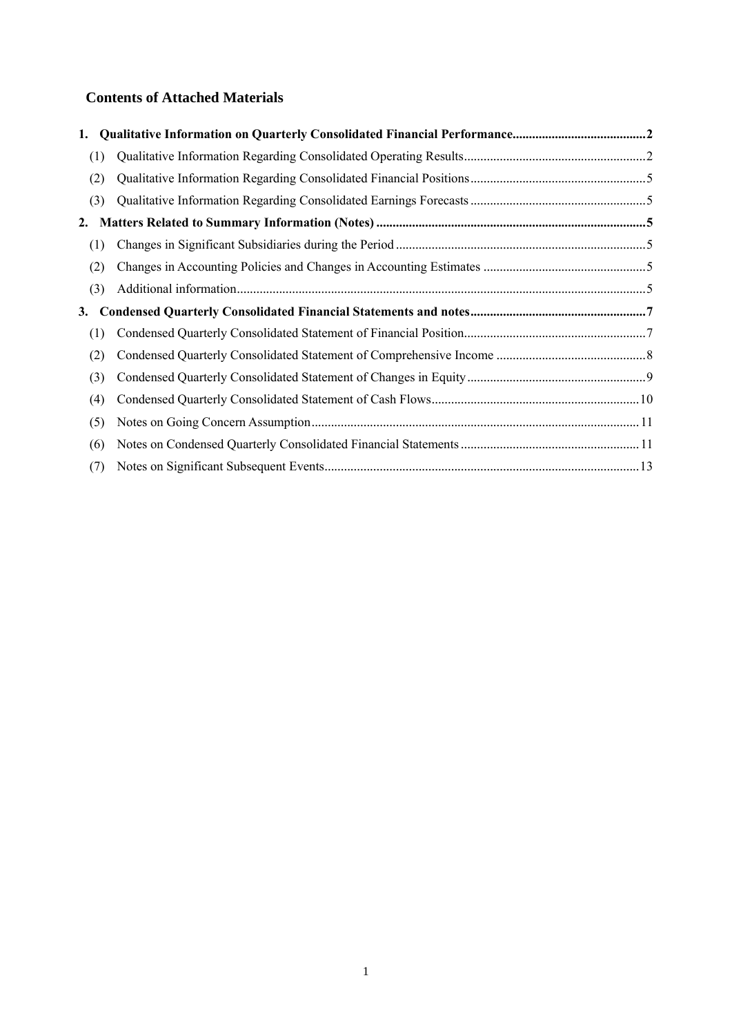## Contents of Attached Materials

**1. Qualitative Information on Quarterly Consolidated Financial Performance......2**

(1) Qualitative Information Regarding Consolidated Operating Results......2

(2) Qualitative Information Regarding Consolidated Financial Positions......5

(3) Qualitative Information Regarding Consolidated Earnings Forecasts......5

**2. Matters Related to Summary Information (Notes)......5**

(1) Changes in Significant Subsidiaries during the Period......5

(2) Changes in Accounting Policies and Changes in Accounting Estimates......5

(3) Additional information......5

**3. Condensed Quarterly Consolidated Financial Statements and notes......7**

(1) Condensed Quarterly Consolidated Statement of Financial Position......7

(2) Condensed Quarterly Consolidated Statement of Comprehensive Income......8

(3) Condensed Quarterly Consolidated Statement of Changes in Equity......9

(4) Condensed Quarterly Consolidated Statement of Cash Flows......10

(5) Notes on Going Concern Assumption......11

(6) Notes on Condensed Quarterly Consolidated Financial Statements......11

(7) Notes on Significant Subsequent Events......13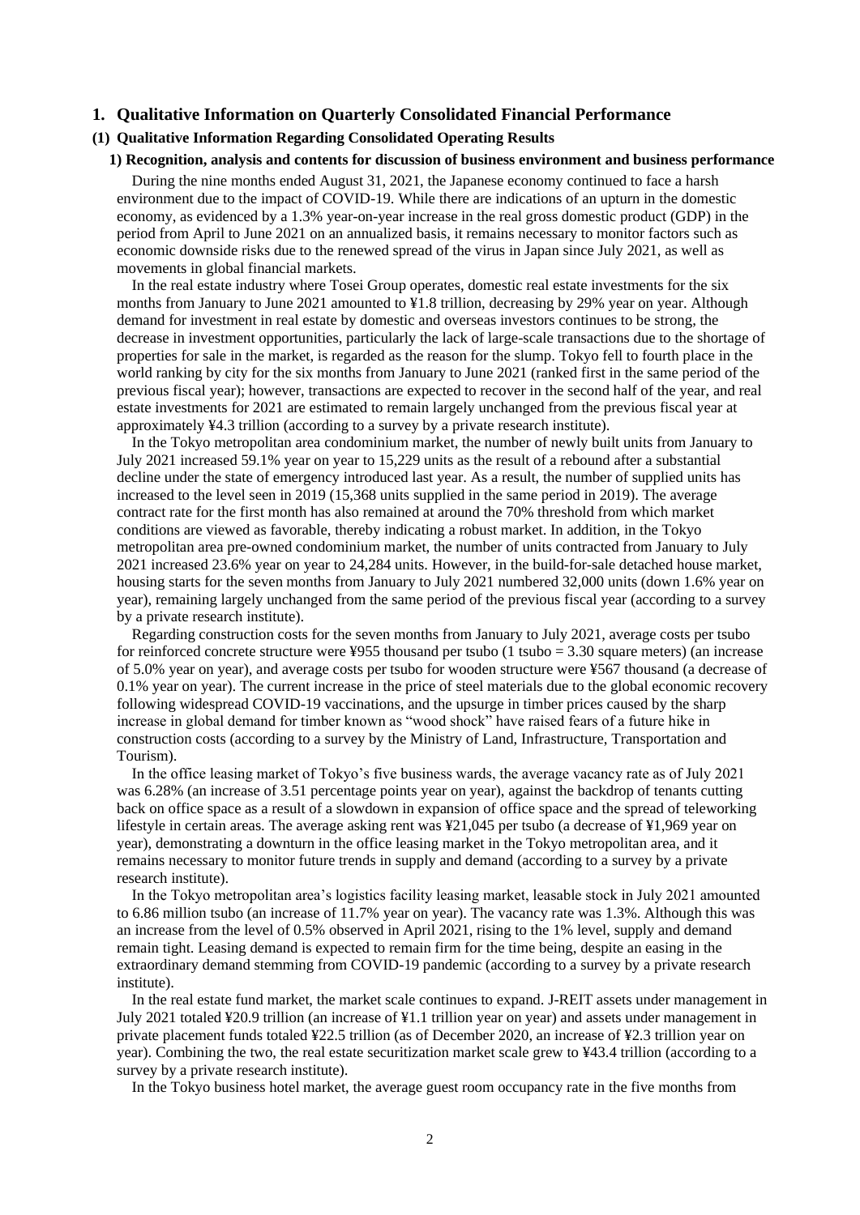## 1. Qualitative Information on Quarterly Consolidated Financial Performance

### (1) Qualitative Information Regarding Consolidated Operating Results

#### 1) Recognition, analysis and contents for discussion of business environment and business performance

During the nine months ended August 31, 2021, the Japanese economy continued to face a harsh environment due to the impact of COVID-19. While there are indications of an upturn in the domestic economy, as evidenced by a 1.3% year-on-year increase in the real gross domestic product (GDP) in the period from April to June 2021 on an annualized basis, it remains necessary to monitor factors such as economic downside risks due to the renewed spread of the virus in Japan since July 2021, as well as movements in global financial markets.

In the real estate industry where Tosei Group operates, domestic real estate investments for the six months from January to June 2021 amounted to ¥1.8 trillion, decreasing by 29% year on year. Although demand for investment in real estate by domestic and overseas investors continues to be strong, the decrease in investment opportunities, particularly the lack of large-scale transactions due to the shortage of properties for sale in the market, is regarded as the reason for the slump. Tokyo fell to fourth place in the world ranking by city for the six months from January to June 2021 (ranked first in the same period of the previous fiscal year); however, transactions are expected to recover in the second half of the year, and real estate investments for 2021 are estimated to remain largely unchanged from the previous fiscal year at approximately ¥4.3 trillion (according to a survey by a private research institute).

In the Tokyo metropolitan area condominium market, the number of newly built units from January to July 2021 increased 59.1% year on year to 15,229 units as the result of a rebound after a substantial decline under the state of emergency introduced last year. As a result, the number of supplied units has increased to the level seen in 2019 (15,368 units supplied in the same period in 2019). The average contract rate for the first month has also remained at around the 70% threshold from which market conditions are viewed as favorable, thereby indicating a robust market. In addition, in the Tokyo metropolitan area pre-owned condominium market, the number of units contracted from January to July 2021 increased 23.6% year on year to 24,284 units. However, in the build-for-sale detached house market, housing starts for the seven months from January to July 2021 numbered 32,000 units (down 1.6% year on year), remaining largely unchanged from the same period of the previous fiscal year (according to a survey by a private research institute).

Regarding construction costs for the seven months from January to July 2021, average costs per tsubo for reinforced concrete structure were ¥955 thousand per tsubo (1 tsubo = 3.30 square meters) (an increase of 5.0% year on year), and average costs per tsubo for wooden structure were ¥567 thousand (a decrease of 0.1% year on year). The current increase in the price of steel materials due to the global economic recovery following widespread COVID-19 vaccinations, and the upsurge in timber prices caused by the sharp increase in global demand for timber known as "wood shock" have raised fears of a future hike in construction costs (according to a survey by the Ministry of Land, Infrastructure, Transportation and Tourism).

In the office leasing market of Tokyo's five business wards, the average vacancy rate as of July 2021 was 6.28% (an increase of 3.51 percentage points year on year), against the backdrop of tenants cutting back on office space as a result of a slowdown in expansion of office space and the spread of teleworking lifestyle in certain areas. The average asking rent was ¥21,045 per tsubo (a decrease of ¥1,969 year on year), demonstrating a downturn in the office leasing market in the Tokyo metropolitan area, and it remains necessary to monitor future trends in supply and demand (according to a survey by a private research institute).

In the Tokyo metropolitan area's logistics facility leasing market, leasable stock in July 2021 amounted to 6.86 million tsubo (an increase of 11.7% year on year). The vacancy rate was 1.3%. Although this was an increase from the level of 0.5% observed in April 2021, rising to the 1% level, supply and demand remain tight. Leasing demand is expected to remain firm for the time being, despite an easing in the extraordinary demand stemming from COVID-19 pandemic (according to a survey by a private research institute).

In the real estate fund market, the market scale continues to expand. J-REIT assets under management in July 2021 totaled ¥20.9 trillion (an increase of ¥1.1 trillion year on year) and assets under management in private placement funds totaled ¥22.5 trillion (as of December 2020, an increase of ¥2.3 trillion year on year). Combining the two, the real estate securitization market scale grew to ¥43.4 trillion (according to a survey by a private research institute).

In the Tokyo business hotel market, the average guest room occupancy rate in the five months from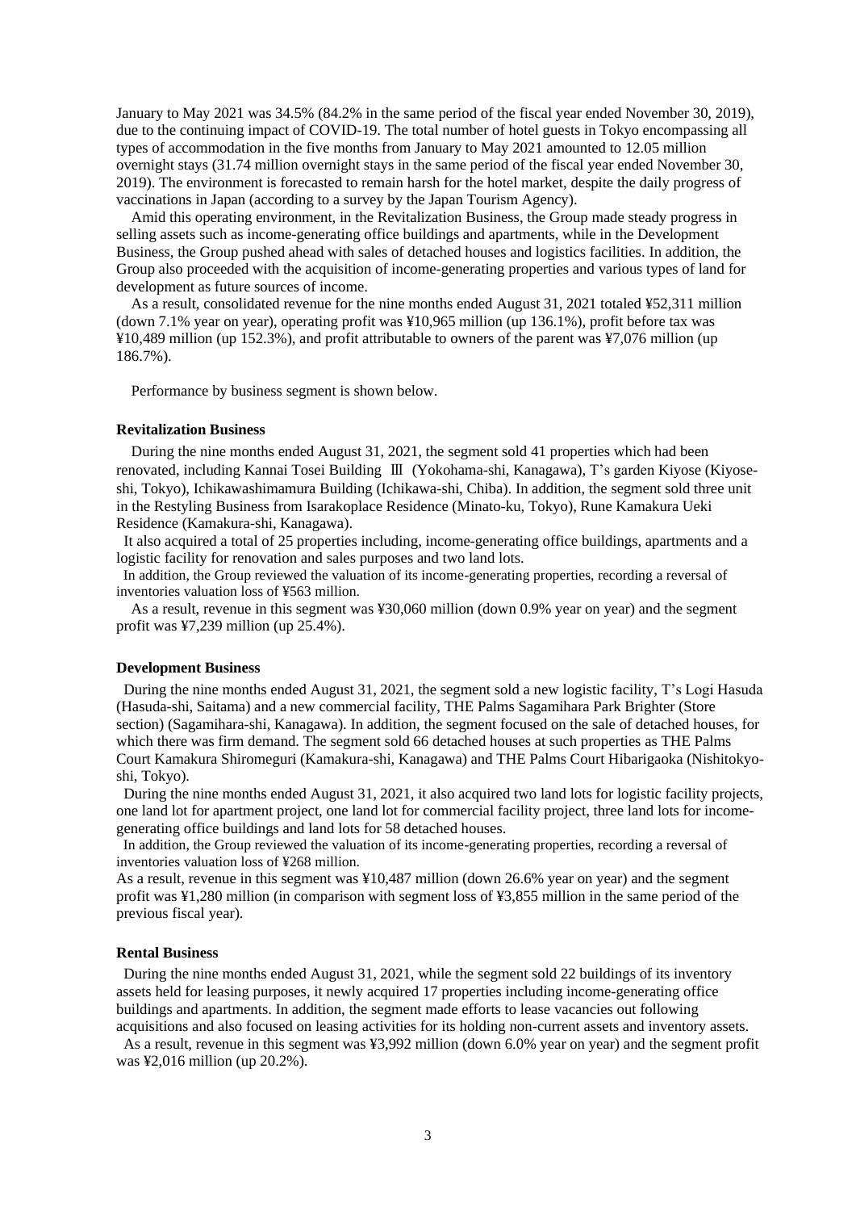January to May 2021 was 34.5% (84.2% in the same period of the fiscal year ended November 30, 2019), due to the continuing impact of COVID-19. The total number of hotel guests in Tokyo encompassing all types of accommodation in the five months from January to May 2021 amounted to 12.05 million overnight stays (31.74 million overnight stays in the same period of the fiscal year ended November 30, 2019). The environment is forecasted to remain harsh for the hotel market, despite the daily progress of vaccinations in Japan (according to a survey by the Japan Tourism Agency).

Amid this operating environment, in the Revitalization Business, the Group made steady progress in selling assets such as income-generating office buildings and apartments, while in the Development Business, the Group pushed ahead with sales of detached houses and logistics facilities. In addition, the Group also proceeded with the acquisition of income-generating properties and various types of land for development as future sources of income.

As a result, consolidated revenue for the nine months ended August 31, 2021 totaled ¥52,311 million (down 7.1% year on year), operating profit was ¥10,965 million (up 136.1%), profit before tax was ¥10,489 million (up 152.3%), and profit attributable to owners of the parent was ¥7,076 million (up 186.7%).

Performance by business segment is shown below.

**Revitalization Business**

During the nine months ended August 31, 2021, the segment sold 41 properties which had been renovated, including Kannai Tosei Building Ⅲ (Yokohama-shi, Kanagawa), T's garden Kiyose (Kiyose-shi, Tokyo), Ichikawashimamura Building (Ichikawa-shi, Chiba). In addition, the segment sold three unit in the Restyling Business from Isarakoplace Residence (Minato-ku, Tokyo), Rune Kamakura Ueki Residence (Kamakura-shi, Kanagawa).

It also acquired a total of 25 properties including, income-generating office buildings, apartments and a logistic facility for renovation and sales purposes and two land lots.

In addition, the Group reviewed the valuation of its income-generating properties, recording a reversal of inventories valuation loss of ¥563 million.

As a result, revenue in this segment was ¥30,060 million (down 0.9% year on year) and the segment profit was ¥7,239 million (up 25.4%).

**Development Business**

During the nine months ended August 31, 2021, the segment sold a new logistic facility, T's Logi Hasuda (Hasuda-shi, Saitama) and a new commercial facility, THE Palms Sagamihara Park Brighter (Store section) (Sagamihara-shi, Kanagawa). In addition, the segment focused on the sale of detached houses, for which there was firm demand. The segment sold 66 detached houses at such properties as THE Palms Court Kamakura Shiromeguri (Kamakura-shi, Kanagawa) and THE Palms Court Hibarigaoka (Nishitokyo-shi, Tokyo).

During the nine months ended August 31, 2021, it also acquired two land lots for logistic facility projects, one land lot for apartment project, one land lot for commercial facility project, three land lots for income-generating office buildings and land lots for 58 detached houses.

In addition, the Group reviewed the valuation of its income-generating properties, recording a reversal of inventories valuation loss of ¥268 million.

As a result, revenue in this segment was ¥10,487 million (down 26.6% year on year) and the segment profit was ¥1,280 million (in comparison with segment loss of ¥3,855 million in the same period of the previous fiscal year).

**Rental Business**

During the nine months ended August 31, 2021, while the segment sold 22 buildings of its inventory assets held for leasing purposes, it newly acquired 17 properties including income-generating office buildings and apartments. In addition, the segment made efforts to lease vacancies out following acquisitions and also focused on leasing activities for its holding non-current assets and inventory assets.

As a result, revenue in this segment was ¥3,992 million (down 6.0% year on year) and the segment profit was ¥2,016 million (up 20.2%).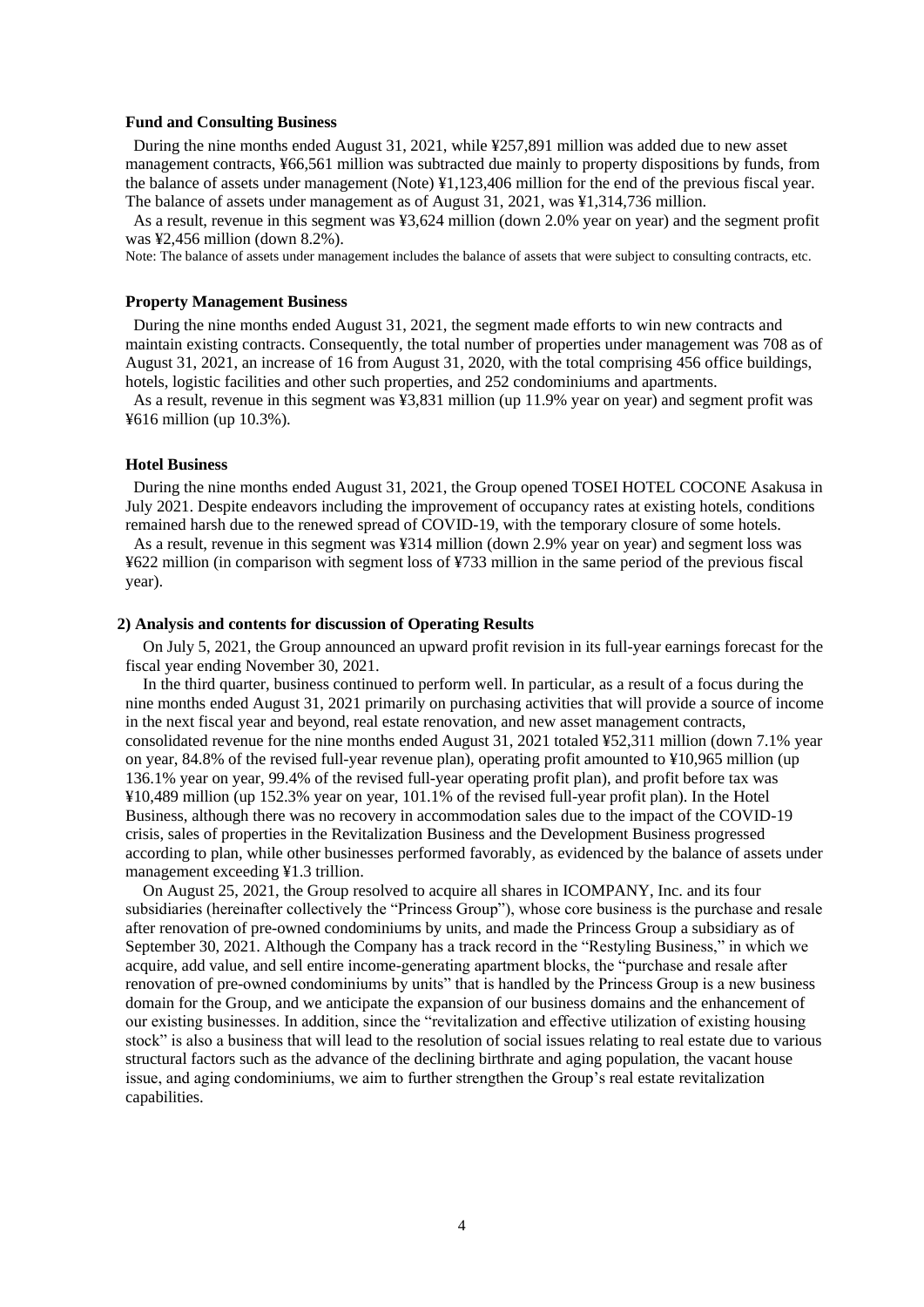**Fund and Consulting Business**

During the nine months ended August 31, 2021, while ¥257,891 million was added due to new asset management contracts, ¥66,561 million was subtracted due mainly to property dispositions by funds, from the balance of assets under management (Note) ¥1,123,406 million for the end of the previous fiscal year. The balance of assets under management as of August 31, 2021, was ¥1,314,736 million.

As a result, revenue in this segment was ¥3,624 million (down 2.0% year on year) and the segment profit was ¥2,456 million (down 8.2%).

Note: The balance of assets under management includes the balance of assets that were subject to consulting contracts, etc.

**Property Management Business**

During the nine months ended August 31, 2021, the segment made efforts to win new contracts and maintain existing contracts. Consequently, the total number of properties under management was 708 as of August 31, 2021, an increase of 16 from August 31, 2020, with the total comprising 456 office buildings, hotels, logistic facilities and other such properties, and 252 condominiums and apartments.

As a result, revenue in this segment was ¥3,831 million (up 11.9% year on year) and segment profit was ¥616 million (up 10.3%).

**Hotel Business**

During the nine months ended August 31, 2021, the Group opened TOSEI HOTEL COCONE Asakusa in July 2021. Despite endeavors including the improvement of occupancy rates at existing hotels, conditions remained harsh due to the renewed spread of COVID-19, with the temporary closure of some hotels.

As a result, revenue in this segment was ¥314 million (down 2.9% year on year) and segment loss was ¥622 million (in comparison with segment loss of ¥733 million in the same period of the previous fiscal year).

**2) Analysis and contents for discussion of Operating Results**

On July 5, 2021, the Group announced an upward profit revision in its full-year earnings forecast for the fiscal year ending November 30, 2021.

In the third quarter, business continued to perform well. In particular, as a result of a focus during the nine months ended August 31, 2021 primarily on purchasing activities that will provide a source of income in the next fiscal year and beyond, real estate renovation, and new asset management contracts, consolidated revenue for the nine months ended August 31, 2021 totaled ¥52,311 million (down 7.1% year on year, 84.8% of the revised full-year revenue plan), operating profit amounted to ¥10,965 million (up 136.1% year on year, 99.4% of the revised full-year operating profit plan), and profit before tax was ¥10,489 million (up 152.3% year on year, 101.1% of the revised full-year profit plan). In the Hotel Business, although there was no recovery in accommodation sales due to the impact of the COVID-19 crisis, sales of properties in the Revitalization Business and the Development Business progressed according to plan, while other businesses performed favorably, as evidenced by the balance of assets under management exceeding ¥1.3 trillion.

On August 25, 2021, the Group resolved to acquire all shares in ICOMPANY, Inc. and its four subsidiaries (hereinafter collectively the "Princess Group"), whose core business is the purchase and resale after renovation of pre-owned condominiums by units, and made the Princess Group a subsidiary as of September 30, 2021. Although the Company has a track record in the "Restyling Business," in which we acquire, add value, and sell entire income-generating apartment blocks, the "purchase and resale after renovation of pre-owned condominiums by units" that is handled by the Princess Group is a new business domain for the Group, and we anticipate the expansion of our business domains and the enhancement of our existing businesses. In addition, since the "revitalization and effective utilization of existing housing stock" is also a business that will lead to the resolution of social issues relating to real estate due to various structural factors such as the advance of the declining birthrate and aging population, the vacant house issue, and aging condominiums, we aim to further strengthen the Group's real estate revitalization capabilities.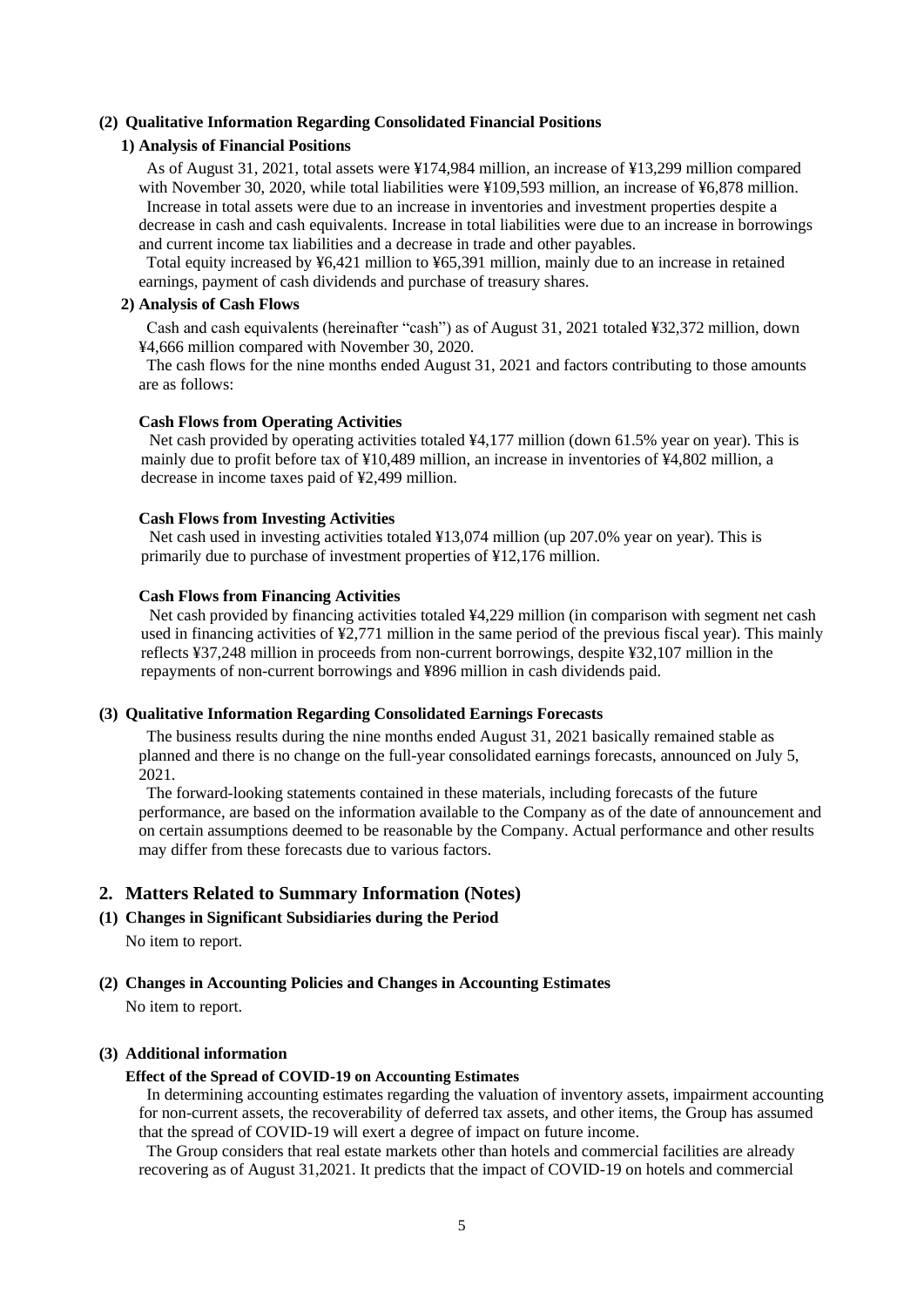### (2) Qualitative Information Regarding Consolidated Financial Positions

#### 1) Analysis of Financial Positions

As of August 31, 2021, total assets were ¥174,984 million, an increase of ¥13,299 million compared with November 30, 2020, while total liabilities were ¥109,593 million, an increase of ¥6,878 million.

Increase in total assets were due to an increase in inventories and investment properties despite a decrease in cash and cash equivalents. Increase in total liabilities were due to an increase in borrowings and current income tax liabilities and a decrease in trade and other payables.

Total equity increased by ¥6,421 million to ¥65,391 million, mainly due to an increase in retained earnings, payment of cash dividends and purchase of treasury shares.

#### 2) Analysis of Cash Flows

Cash and cash equivalents (hereinafter "cash") as of August 31, 2021 totaled ¥32,372 million, down ¥4,666 million compared with November 30, 2020.

The cash flows for the nine months ended August 31, 2021 and factors contributing to those amounts are as follows:

**Cash Flows from Operating Activities**

Net cash provided by operating activities totaled ¥4,177 million (down 61.5% year on year). This is mainly due to profit before tax of ¥10,489 million, an increase in inventories of ¥4,802 million, a decrease in income taxes paid of ¥2,499 million.

**Cash Flows from Investing Activities**

Net cash used in investing activities totaled ¥13,074 million (up 207.0% year on year). This is primarily due to purchase of investment properties of ¥12,176 million.

**Cash Flows from Financing Activities**

Net cash provided by financing activities totaled ¥4,229 million (in comparison with segment net cash used in financing activities of ¥2,771 million in the same period of the previous fiscal year). This mainly reflects ¥37,248 million in proceeds from non-current borrowings, despite ¥32,107 million in the repayments of non-current borrowings and ¥896 million in cash dividends paid.

### (3) Qualitative Information Regarding Consolidated Earnings Forecasts

The business results during the nine months ended August 31, 2021 basically remained stable as planned and there is no change on the full-year consolidated earnings forecasts, announced on July 5, 2021.

The forward-looking statements contained in these materials, including forecasts of the future performance, are based on the information available to the Company as of the date of announcement and on certain assumptions deemed to be reasonable by the Company. Actual performance and other results may differ from these forecasts due to various factors.

## 2. Matters Related to Summary Information (Notes)

### (1) Changes in Significant Subsidiaries during the Period

No item to report.

### (2) Changes in Accounting Policies and Changes in Accounting Estimates

No item to report.

### (3) Additional information

**Effect of the Spread of COVID-19 on Accounting Estimates**

In determining accounting estimates regarding the valuation of inventory assets, impairment accounting for non-current assets, the recoverability of deferred tax assets, and other items, the Group has assumed that the spread of COVID-19 will exert a degree of impact on future income.

The Group considers that real estate markets other than hotels and commercial facilities are already recovering as of August 31,2021. It predicts that the impact of COVID-19 on hotels and commercial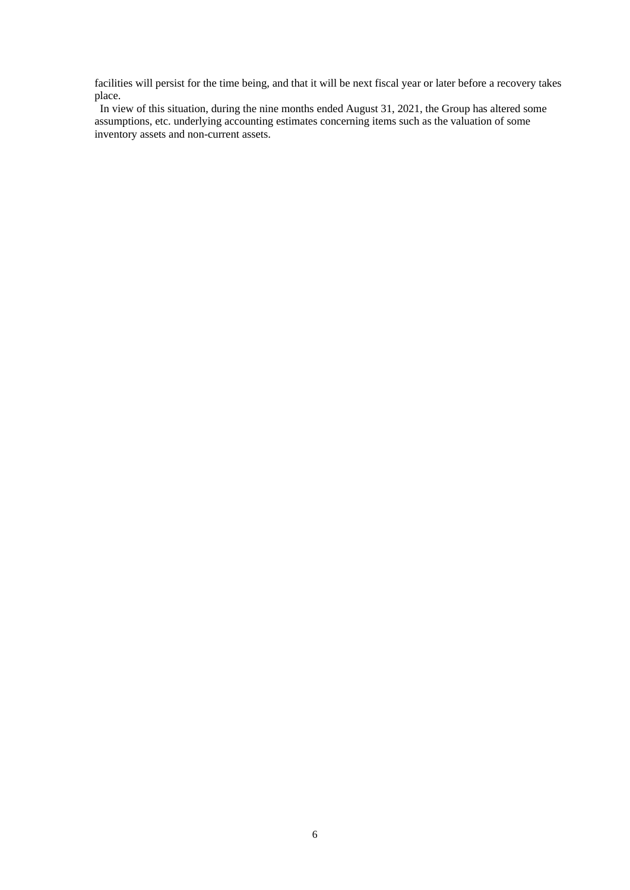facilities will persist for the time being, and that it will be next fiscal year or later before a recovery takes place.

In view of this situation, during the nine months ended August 31, 2021, the Group has altered some assumptions, etc. underlying accounting estimates concerning items such as the valuation of some inventory assets and non-current assets.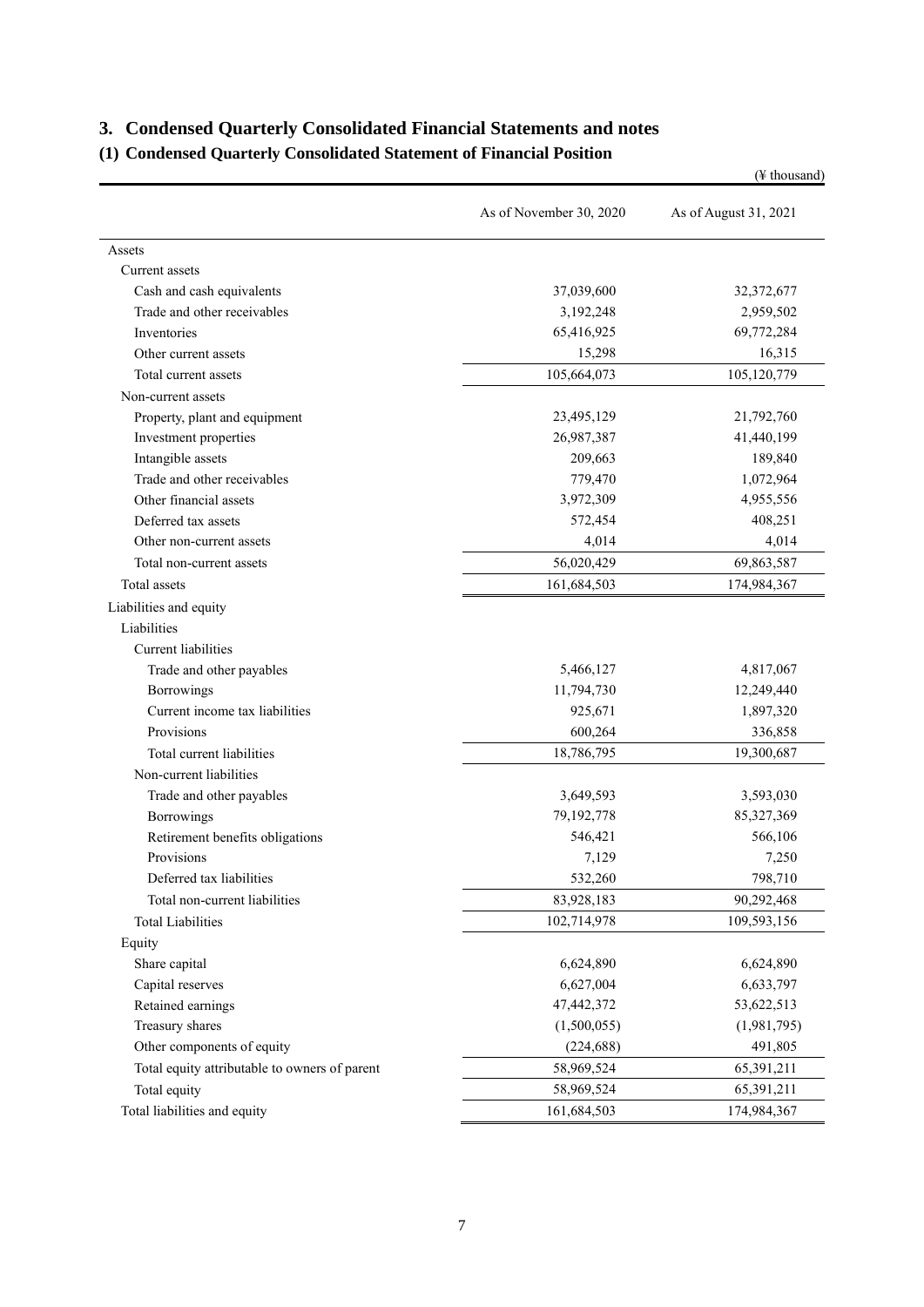## 3. Condensed Quarterly Consolidated Financial Statements and notes

### (1) Condensed Quarterly Consolidated Statement of Financial Position

(¥ thousand)

| | As of November 30, 2020 | As of August 31, 2021 |
|---|---|---|
| Assets | | |
| Current assets | | |
| Cash and cash equivalents | 37,039,600 | 32,372,677 |
| Trade and other receivables | 3,192,248 | 2,959,502 |
| Inventories | 65,416,925 | 69,772,284 |
| Other current assets | 15,298 | 16,315 |
| Total current assets | 105,664,073 | 105,120,779 |
| Non-current assets | | |
| Property, plant and equipment | 23,495,129 | 21,792,760 |
| Investment properties | 26,987,387 | 41,440,199 |
| Intangible assets | 209,663 | 189,840 |
| Trade and other receivables | 779,470 | 1,072,964 |
| Other financial assets | 3,972,309 | 4,955,556 |
| Deferred tax assets | 572,454 | 408,251 |
| Other non-current assets | 4,014 | 4,014 |
| Total non-current assets | 56,020,429 | 69,863,587 |
| Total assets | 161,684,503 | 174,984,367 |
| Liabilities and equity | | |
| Liabilities | | |
| Current liabilities | | |
| Trade and other payables | 5,466,127 | 4,817,067 |
| Borrowings | 11,794,730 | 12,249,440 |
| Current income tax liabilities | 925,671 | 1,897,320 |
| Provisions | 600,264 | 336,858 |
| Total current liabilities | 18,786,795 | 19,300,687 |
| Non-current liabilities | | |
| Trade and other payables | 3,649,593 | 3,593,030 |
| Borrowings | 79,192,778 | 85,327,369 |
| Retirement benefits obligations | 546,421 | 566,106 |
| Provisions | 7,129 | 7,250 |
| Deferred tax liabilities | 532,260 | 798,710 |
| Total non-current liabilities | 83,928,183 | 90,292,468 |
| Total Liabilities | 102,714,978 | 109,593,156 |
| Equity | | |
| Share capital | 6,624,890 | 6,624,890 |
| Capital reserves | 6,627,004 | 6,633,797 |
| Retained earnings | 47,442,372 | 53,622,513 |
| Treasury shares | (1,500,055) | (1,981,795) |
| Other components of equity | (224,688) | 491,805 |
| Total equity attributable to owners of parent | 58,969,524 | 65,391,211 |
| Total equity | 58,969,524 | 65,391,211 |
| Total liabilities and equity | 161,684,503 | 174,984,367 |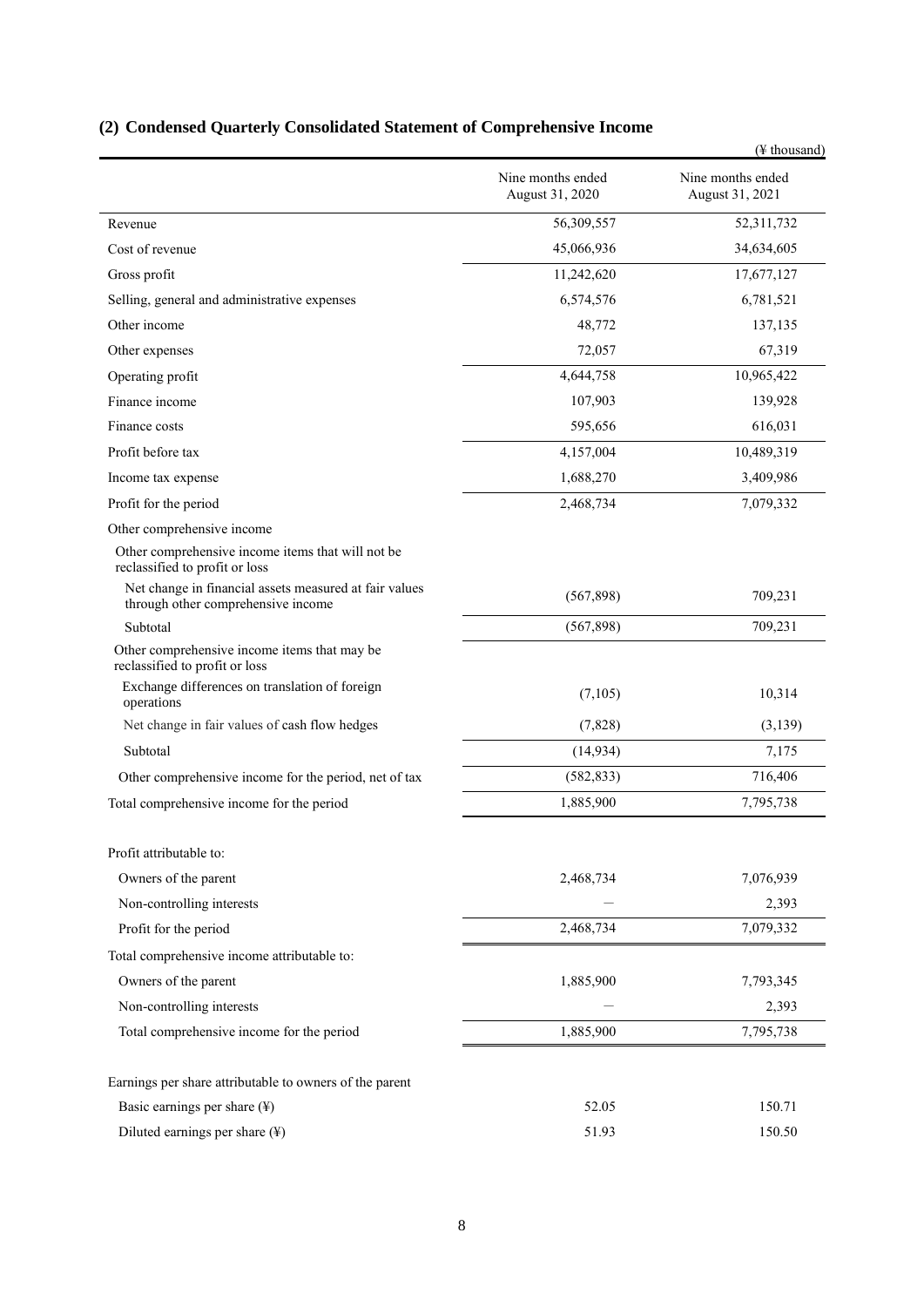## (2) Condensed Quarterly Consolidated Statement of Comprehensive Income

(¥ thousand)

| | Nine months ended August 31, 2020 | Nine months ended August 31, 2021 |
|---|---|---|
| Revenue | 56,309,557 | 52,311,732 |
| Cost of revenue | 45,066,936 | 34,634,605 |
| Gross profit | 11,242,620 | 17,677,127 |
| Selling, general and administrative expenses | 6,574,576 | 6,781,521 |
| Other income | 48,772 | 137,135 |
| Other expenses | 72,057 | 67,319 |
| Operating profit | 4,644,758 | 10,965,422 |
| Finance income | 107,903 | 139,928 |
| Finance costs | 595,656 | 616,031 |
| Profit before tax | 4,157,004 | 10,489,319 |
| Income tax expense | 1,688,270 | 3,409,986 |
| Profit for the period | 2,468,734 | 7,079,332 |
| Other comprehensive income | | |
| Other comprehensive income items that will not be reclassified to profit or loss | | |
| Net change in financial assets measured at fair values through other comprehensive income | (567,898) | 709,231 |
| Subtotal | (567,898) | 709,231 |
| Other comprehensive income items that may be reclassified to profit or loss | | |
| Exchange differences on translation of foreign operations | (7,105) | 10,314 |
| Net change in fair values of cash flow hedges | (7,828) | (3,139) |
| Subtotal | (14,934) | 7,175 |
| Other comprehensive income for the period, net of tax | (582,833) | 716,406 |
| Total comprehensive income for the period | 1,885,900 | 7,795,738 |
| | | |
| Profit attributable to: | | |
| Owners of the parent | 2,468,734 | 7,076,939 |
| Non-controlling interests | – | 2,393 |
| Profit for the period | 2,468,734 | 7,079,332 |
| Total comprehensive income attributable to: | | |
| Owners of the parent | 1,885,900 | 7,793,345 |
| Non-controlling interests | – | 2,393 |
| Total comprehensive income for the period | 1,885,900 | 7,795,738 |
| | | |
| Earnings per share attributable to owners of the parent | | |
| Basic earnings per share (¥) | 52.05 | 150.71 |
| Diluted earnings per share (¥) | 51.93 | 150.50 |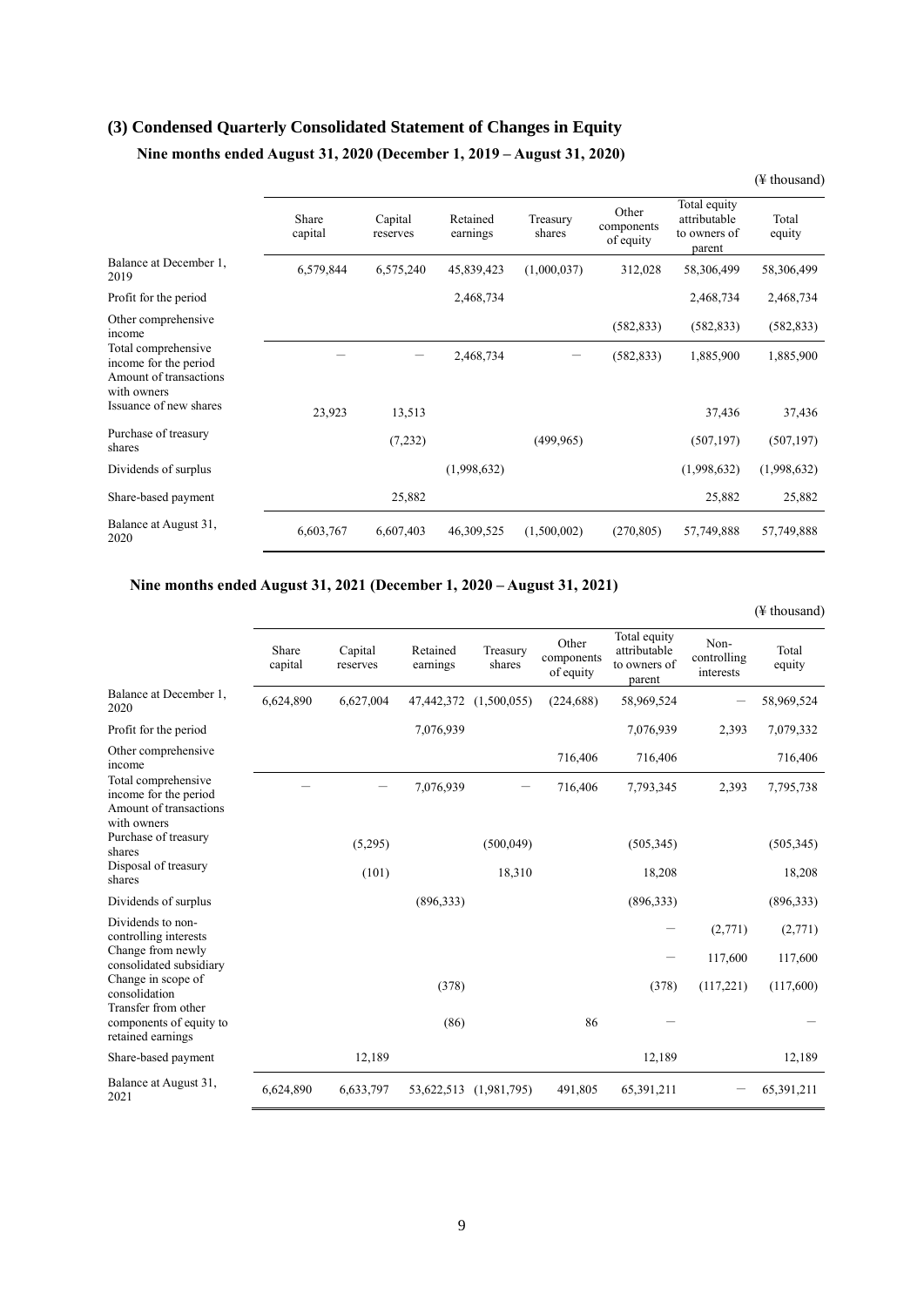## (3) Condensed Quarterly Consolidated Statement of Changes in Equity

### Nine months ended August 31, 2020 (December 1, 2019 – August 31, 2020)

(¥ thousand)

| | Share capital | Capital reserves | Retained earnings | Treasury shares | Other components of equity | Total equity attributable to owners of parent | Total equity |
|---|---|---|---|---|---|---|---|
| Balance at December 1, 2019 | 6,579,844 | 6,575,240 | 45,839,423 | (1,000,037) | 312,028 | 58,306,499 | 58,306,499 |
| Profit for the period | | | 2,468,734 | | | 2,468,734 | 2,468,734 |
| Other comprehensive income | | | | | (582,833) | (582,833) | (582,833) |
| Total comprehensive income for the period | ― | ― | 2,468,734 | ― | (582,833) | 1,885,900 | 1,885,900 |
| Amount of transactions with owners | | | | | | | |
| Issuance of new shares | 23,923 | 13,513 | | | | 37,436 | 37,436 |
| Purchase of treasury shares | | (7,232) | | (499,965) | | (507,197) | (507,197) |
| Dividends of surplus | | | (1,998,632) | | | (1,998,632) | (1,998,632) |
| Share-based payment | | 25,882 | | | | 25,882 | 25,882 |
| Balance at August 31, 2020 | 6,603,767 | 6,607,403 | 46,309,525 | (1,500,002) | (270,805) | 57,749,888 | 57,749,888 |

### Nine months ended August 31, 2021 (December 1, 2020 – August 31, 2021)

(¥ thousand)

| | Share capital | Capital reserves | Retained earnings | Treasury shares | Other components of equity | Total equity attributable to owners of parent | Non-controlling interests | Total equity |
|---|---|---|---|---|---|---|---|---|
| Balance at December 1, 2020 | 6,624,890 | 6,627,004 | 47,442,372 | (1,500,055) | (224,688) | 58,969,524 | ― | 58,969,524 |
| Profit for the period | | | 7,076,939 | | | 7,076,939 | 2,393 | 7,079,332 |
| Other comprehensive income | | | | | 716,406 | 716,406 | | 716,406 |
| Total comprehensive income for the period | ― | ― | 7,076,939 | ― | 716,406 | 7,793,345 | 2,393 | 7,795,738 |
| Amount of transactions with owners | | | | | | | | |
| Purchase of treasury shares | | (5,295) | | (500,049) | | (505,345) | | (505,345) |
| Disposal of treasury shares | | (101) | | 18,310 | | 18,208 | | 18,208 |
| Dividends of surplus | | | (896,333) | | | (896,333) | | (896,333) |
| Dividends to non-controlling interests | | | | | | ― | (2,771) | (2,771) |
| Change from newly consolidated subsidiary | | | | | | ― | 117,600 | 117,600 |
| Change in scope of consolidation | | | (378) | | | (378) | (117,221) | (117,600) |
| Transfer from other components of equity to retained earnings | | | (86) | | 86 | ― | | ― |
| Share-based payment | | 12,189 | | | | 12,189 | | 12,189 |
| Balance at August 31, 2021 | 6,624,890 | 6,633,797 | 53,622,513 | (1,981,795) | 491,805 | 65,391,211 | ― | 65,391,211 |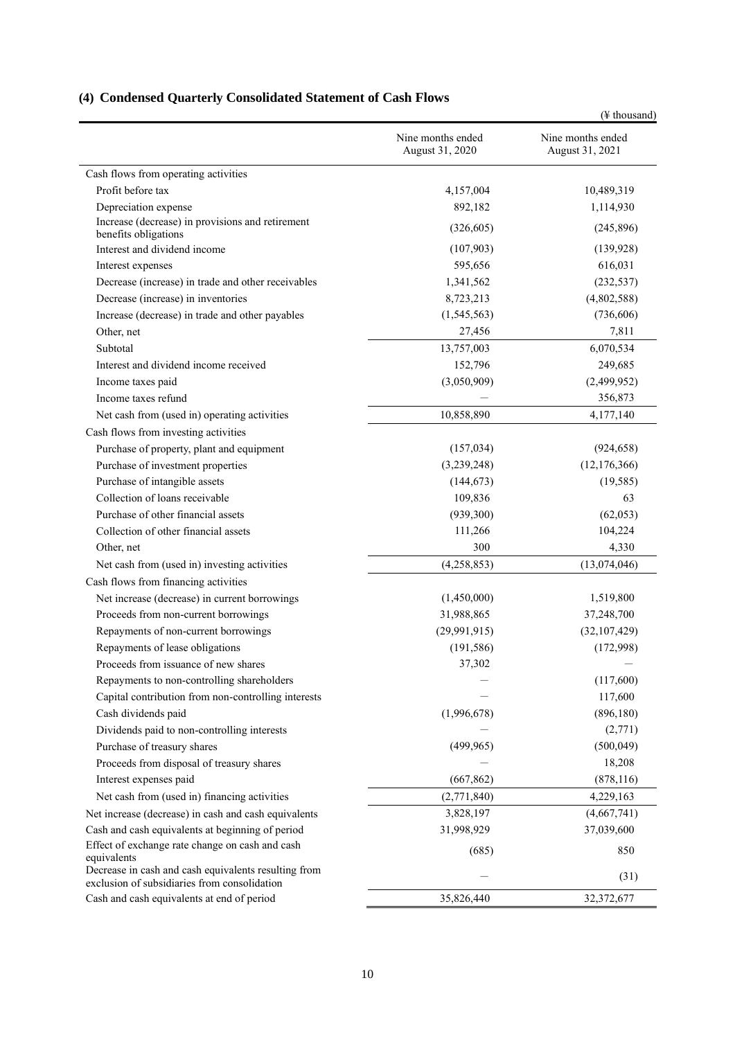## (4) Condensed Quarterly Consolidated Statement of Cash Flows

(¥ thousand)

| | Nine months ended August 31, 2020 | Nine months ended August 31, 2021 |
|---|---|---|
| Cash flows from operating activities | | |
| Profit before tax | 4,157,004 | 10,489,319 |
| Depreciation expense | 892,182 | 1,114,930 |
| Increase (decrease) in provisions and retirement benefits obligations | (326,605) | (245,896) |
| Interest and dividend income | (107,903) | (139,928) |
| Interest expenses | 595,656 | 616,031 |
| Decrease (increase) in trade and other receivables | 1,341,562 | (232,537) |
| Decrease (increase) in inventories | 8,723,213 | (4,802,588) |
| Increase (decrease) in trade and other payables | (1,545,563) | (736,606) |
| Other, net | 27,456 | 7,811 |
| Subtotal | 13,757,003 | 6,070,534 |
| Interest and dividend income received | 152,796 | 249,685 |
| Income taxes paid | (3,050,909) | (2,499,952) |
| Income taxes refund | — | 356,873 |
| Net cash from (used in) operating activities | 10,858,890 | 4,177,140 |
| Cash flows from investing activities | | |
| Purchase of property, plant and equipment | (157,034) | (924,658) |
| Purchase of investment properties | (3,239,248) | (12,176,366) |
| Purchase of intangible assets | (144,673) | (19,585) |
| Collection of loans receivable | 109,836 | 63 |
| Purchase of other financial assets | (939,300) | (62,053) |
| Collection of other financial assets | 111,266 | 104,224 |
| Other, net | 300 | 4,330 |
| Net cash from (used in) investing activities | (4,258,853) | (13,074,046) |
| Cash flows from financing activities | | |
| Net increase (decrease) in current borrowings | (1,450,000) | 1,519,800 |
| Proceeds from non-current borrowings | 31,988,865 | 37,248,700 |
| Repayments of non-current borrowings | (29,991,915) | (32,107,429) |
| Repayments of lease obligations | (191,586) | (172,998) |
| Proceeds from issuance of new shares | 37,302 | — |
| Repayments to non-controlling shareholders | — | (117,600) |
| Capital contribution from non-controlling interests | — | 117,600 |
| Cash dividends paid | (1,996,678) | (896,180) |
| Dividends paid to non-controlling interests | — | (2,771) |
| Purchase of treasury shares | (499,965) | (500,049) |
| Proceeds from disposal of treasury shares | — | 18,208 |
| Interest expenses paid | (667,862) | (878,116) |
| Net cash from (used in) financing activities | (2,771,840) | 4,229,163 |
| Net increase (decrease) in cash and cash equivalents | 3,828,197 | (4,667,741) |
| Cash and cash equivalents at beginning of period | 31,998,929 | 37,039,600 |
| Effect of exchange rate change on cash and cash equivalents | (685) | 850 |
| Decrease in cash and cash equivalents resulting from exclusion of subsidiaries from consolidation | — | (31) |
| Cash and cash equivalents at end of period | 35,826,440 | 32,372,677 |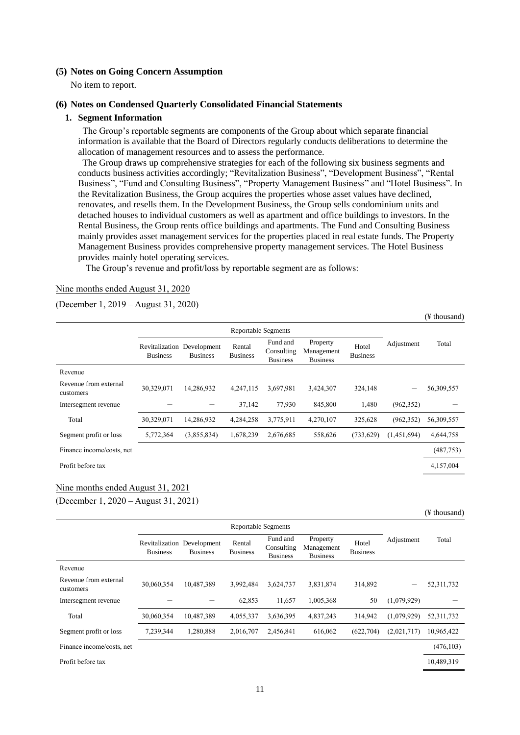### (5) Notes on Going Concern Assumption

No item to report.

### (6) Notes on Condensed Quarterly Consolidated Financial Statements

#### 1. Segment Information

The Group's reportable segments are components of the Group about which separate financial information is available that the Board of Directors regularly conducts deliberations to determine the allocation of management resources and to assess the performance.

The Group draws up comprehensive strategies for each of the following six business segments and conducts business activities accordingly; "Revitalization Business", "Development Business", "Rental Business", "Fund and Consulting Business", "Property Management Business" and "Hotel Business". In the Revitalization Business, the Group acquires the properties whose asset values have declined, renovates, and resells them. In the Development Business, the Group sells condominium units and detached houses to individual customers as well as apartment and office buildings to investors. In the Rental Business, the Group rents office buildings and apartments. The Fund and Consulting Business mainly provides asset management services for the properties placed in real estate funds. The Property Management Business provides comprehensive property management services. The Hotel Business provides mainly hotel operating services.

The Group's revenue and profit/loss by reportable segment are as follows:

Nine months ended August 31, 2020

(December 1, 2019 – August 31, 2020)

(¥ thousand)

| | Reportable Segments | | | | | | Adjustment | Total |
|---|---|---|---|---|---|---|---|---|
| | Revitalization Business | Development Business | Rental Business | Fund and Consulting Business | Property Management Business | Hotel Business | | |
| Revenue | | | | | | | | |
| Revenue from external customers | 30,329,071 | 14,286,932 | 4,247,115 | 3,697,981 | 3,424,307 | 324,148 | ― | 56,309,557 |
| Intersegment revenue | ― | ― | 37,142 | 77,930 | 845,800 | 1,480 | (962,352) | ― |
| Total | 30,329,071 | 14,286,932 | 4,284,258 | 3,775,911 | 4,270,107 | 325,628 | (962,352) | 56,309,557 |
| Segment profit or loss | 5,772,364 | (3,855,834) | 1,678,239 | 2,676,685 | 558,626 | (733,629) | (1,451,694) | 4,644,758 |
| Finance income/costs, net | | | | | | | | (487,753) |
| Profit before tax | | | | | | | | 4,157,004 |

Nine months ended August 31, 2021

(December 1, 2020 – August 31, 2021)

(¥ thousand)

| | Reportable Segments | | | | | | Adjustment | Total |
|---|---|---|---|---|---|---|---|---|
| | Revitalization Business | Development Business | Rental Business | Fund and Consulting Business | Property Management Business | Hotel Business | | |
| Revenue | | | | | | | | |
| Revenue from external customers | 30,060,354 | 10,487,389 | 3,992,484 | 3,624,737 | 3,831,874 | 314,892 | ― | 52,311,732 |
| Intersegment revenue | ― | ― | 62,853 | 11,657 | 1,005,368 | 50 | (1,079,929) | ― |
| Total | 30,060,354 | 10,487,389 | 4,055,337 | 3,636,395 | 4,837,243 | 314,942 | (1,079,929) | 52,311,732 |
| Segment profit or loss | 7,239,344 | 1,280,888 | 2,016,707 | 2,456,841 | 616,062 | (622,704) | (2,021,717) | 10,965,422 |
| Finance income/costs, net | | | | | | | | (476,103) |
| Profit before tax | | | | | | | | 10,489,319 |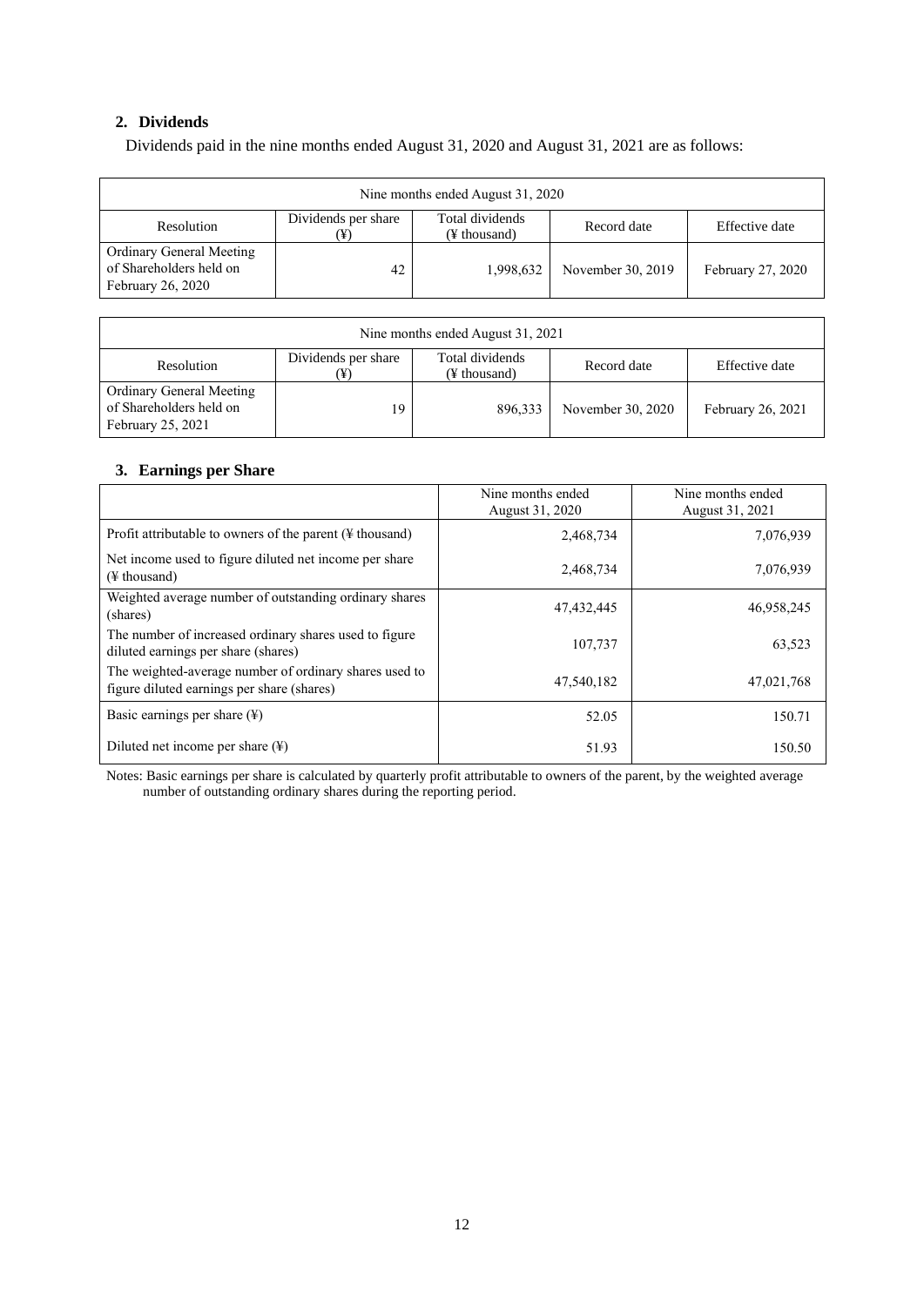## 2. Dividends

Dividends paid in the nine months ended August 31, 2020 and August 31, 2021 are as follows:

| Nine months ended August 31, 2020 | | | | |
|---|---|---|---|---|
| Resolution | Dividends per share (¥) | Total dividends (¥ thousand) | Record date | Effective date |
| Ordinary General Meeting of Shareholders held on February 26, 2020 | 42 | 1,998,632 | November 30, 2019 | February 27, 2020 |

| Nine months ended August 31, 2021 | | | | |
|---|---|---|---|---|
| Resolution | Dividends per share (¥) | Total dividends (¥ thousand) | Record date | Effective date |
| Ordinary General Meeting of Shareholders held on February 25, 2021 | 19 | 896,333 | November 30, 2020 | February 26, 2021 |

## 3. Earnings per Share

| | Nine months ended August 31, 2020 | Nine months ended August 31, 2021 |
|---|---|---|
| Profit attributable to owners of the parent (¥ thousand) | 2,468,734 | 7,076,939 |
| Net income used to figure diluted net income per share (¥ thousand) | 2,468,734 | 7,076,939 |
| Weighted average number of outstanding ordinary shares (shares) | 47,432,445 | 46,958,245 |
| The number of increased ordinary shares used to figure diluted earnings per share (shares) | 107,737 | 63,523 |
| The weighted-average number of ordinary shares used to figure diluted earnings per share (shares) | 47,540,182 | 47,021,768 |
| Basic earnings per share (¥) | 52.05 | 150.71 |
| Diluted net income per share (¥) | 51.93 | 150.50 |

Notes: Basic earnings per share is calculated by quarterly profit attributable to owners of the parent, by the weighted average number of outstanding ordinary shares during the reporting period.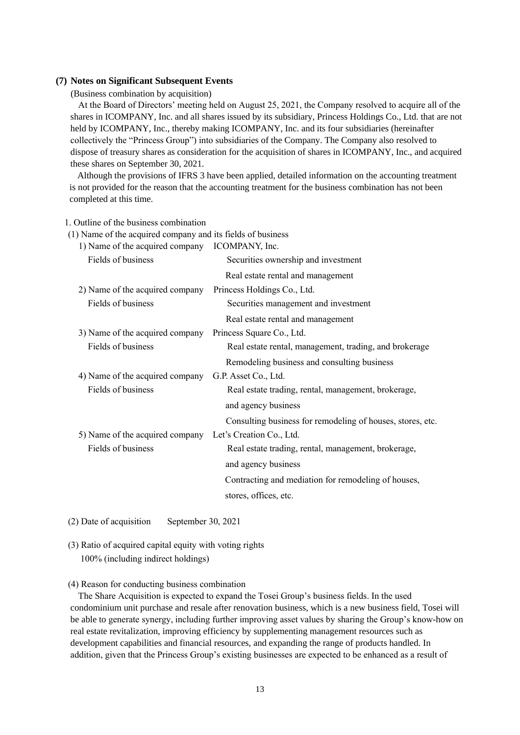### (7) Notes on Significant Subsequent Events

(Business combination by acquisition)

At the Board of Directors' meeting held on August 25, 2021, the Company resolved to acquire all of the shares in ICOMPANY, Inc. and all shares issued by its subsidiary, Princess Holdings Co., Ltd. that are not held by ICOMPANY, Inc., thereby making ICOMPANY, Inc. and its four subsidiaries (hereinafter collectively the "Princess Group") into subsidiaries of the Company. The Company also resolved to dispose of treasury shares as consideration for the acquisition of shares in ICOMPANY, Inc., and acquired these shares on September 30, 2021.

Although the provisions of IFRS 3 have been applied, detailed information on the accounting treatment is not provided for the reason that the accounting treatment for the business combination has not been completed at this time.

1. Outline of the business combination

(1) Name of the acquired company and its fields of business

| | |
|---|---|
| 1) Name of the acquired company | ICOMPANY, Inc. |
| Fields of business | Securities ownership and investment<br>Real estate rental and management |
| 2) Name of the acquired company | Princess Holdings Co., Ltd. |
| Fields of business | Securities management and investment<br>Real estate rental and management |
| 3) Name of the acquired company | Princess Square Co., Ltd. |
| Fields of business | Real estate rental, management, trading, and brokerage<br>Remodeling business and consulting business |
| 4) Name of the acquired company | G.P. Asset Co., Ltd. |
| Fields of business | Real estate trading, rental, management, brokerage, and agency business<br>Consulting business for remodeling of houses, stores, etc. |
| 5) Name of the acquired company | Let's Creation Co., Ltd. |
| Fields of business | Real estate trading, rental, management, brokerage, and agency business<br>Contracting and mediation for remodeling of houses, stores, offices, etc. |

(2) Date of acquisition September 30, 2021

(3) Ratio of acquired capital equity with voting rights

100% (including indirect holdings)

(4) Reason for conducting business combination

The Share Acquisition is expected to expand the Tosei Group's business fields. In the used condominium unit purchase and resale after renovation business, which is a new business field, Tosei will be able to generate synergy, including further improving asset values by sharing the Group's know-how on real estate revitalization, improving efficiency by supplementing management resources such as development capabilities and financial resources, and expanding the range of products handled. In addition, given that the Princess Group's existing businesses are expected to be enhanced as a result of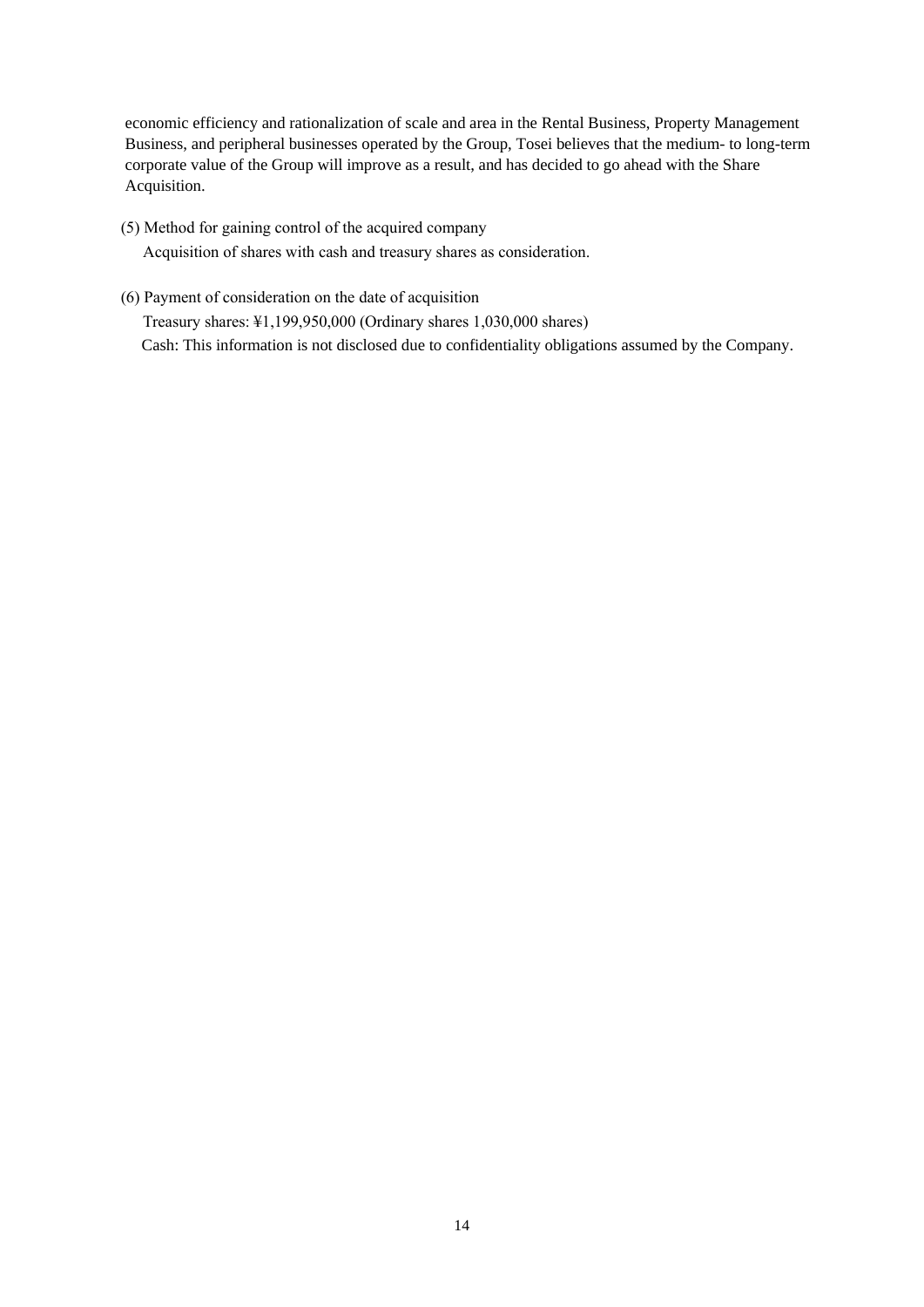economic efficiency and rationalization of scale and area in the Rental Business, Property Management Business, and peripheral businesses operated by the Group, Tosei believes that the medium- to long-term corporate value of the Group will improve as a result, and has decided to go ahead with the Share Acquisition.

(5) Method for gaining control of the acquired company

Acquisition of shares with cash and treasury shares as consideration.

(6) Payment of consideration on the date of acquisition

Treasury shares: ¥1,199,950,000 (Ordinary shares 1,030,000 shares)

Cash: This information is not disclosed due to confidentiality obligations assumed by the Company.